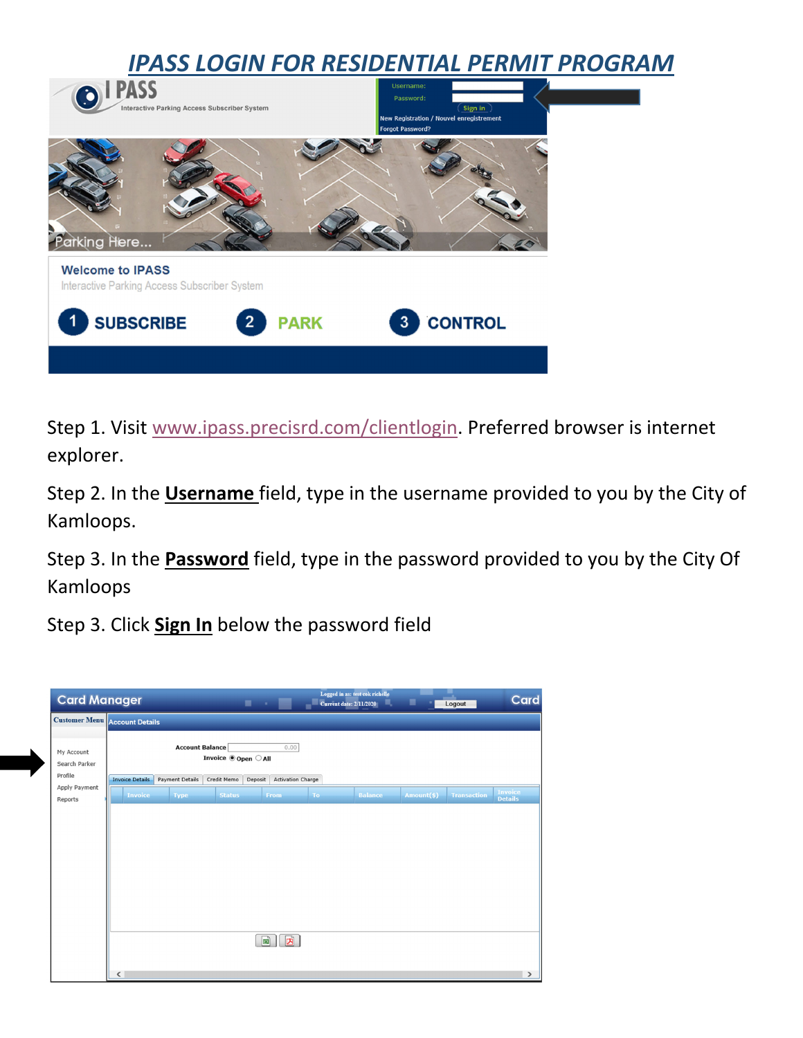# IPASS LOGIN FOR RESIDENTIAL PERMIT PROGRAM

Step 1. Visit www.ipass.precisrd.com/clientlogin. Preferred browser is internet explorer.

Step 2. In the **Username** field, type in the username provided to you by the City of Kamloops.

Step 3. In the **Password** field, type in the password provided to you by the City Of Kamloops

Step 3. Click **Sign In** below the password field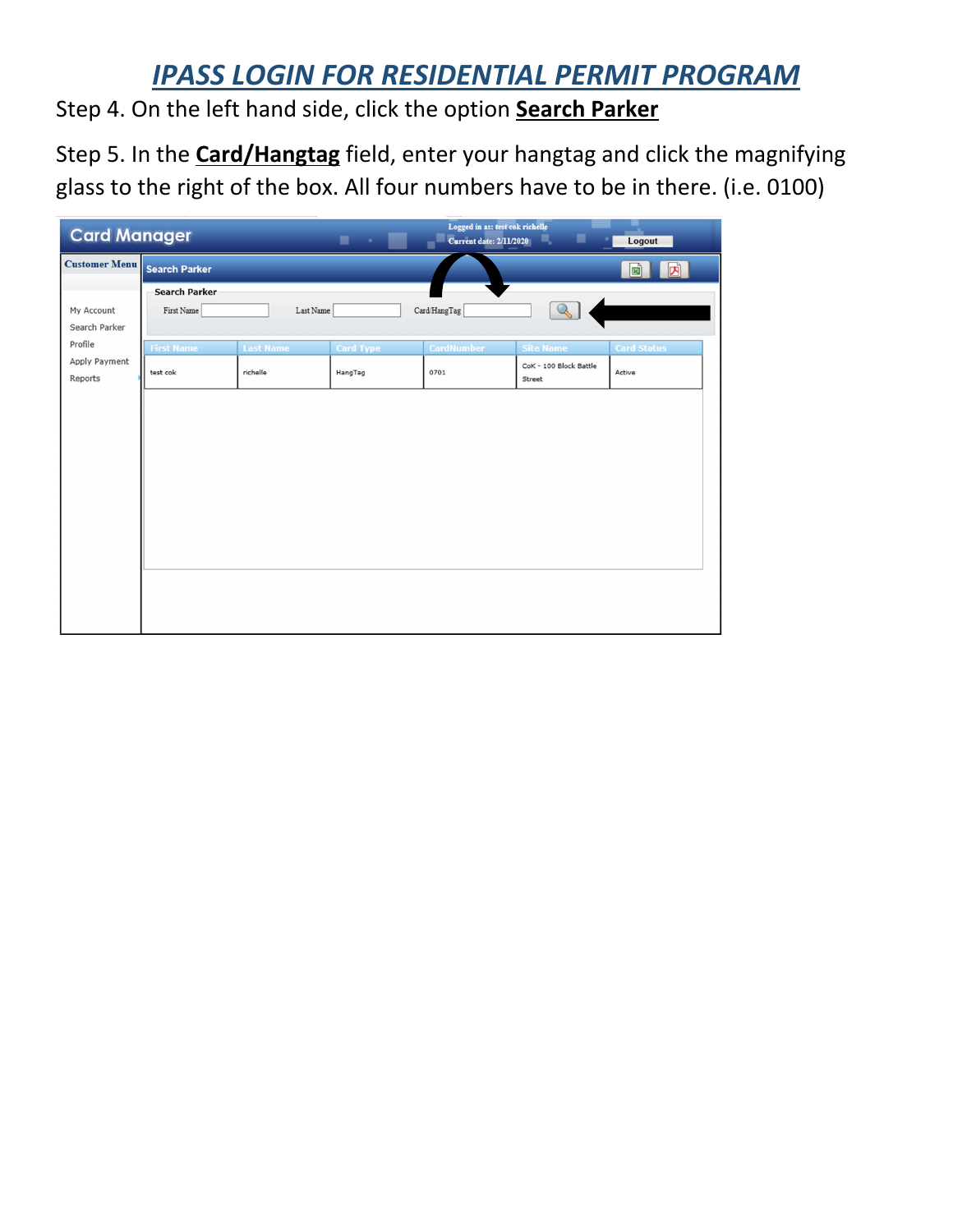# IPASS LOGIN FOR RESIDENTIAL PERMIT PROGRAM

Step 4. On the left hand side, click the option **Search Parker**

Step 5. In the **Card/Hangtag** field, enter your hangtag and click the magnifying glass to the right of the box. All four numbers have to be in there. (i.e. 0100)

Card Manager

Logged in as: test cok richelle
Current date: 2/11/2020

Logout

Customer Menu

- My Account
- Search Parker
- Profile
- Apply Payment
- Reports

Search Parker

Search Parker

First Name Last Name Card/HangTag

| First Name | Last Name | Card Type | CardNumber | Site Name | Card Status |
|---|---|---|---|---|---|
| test cok | richelle | HangTag | 0701 | CoK - 100 Block Battle Street | Active |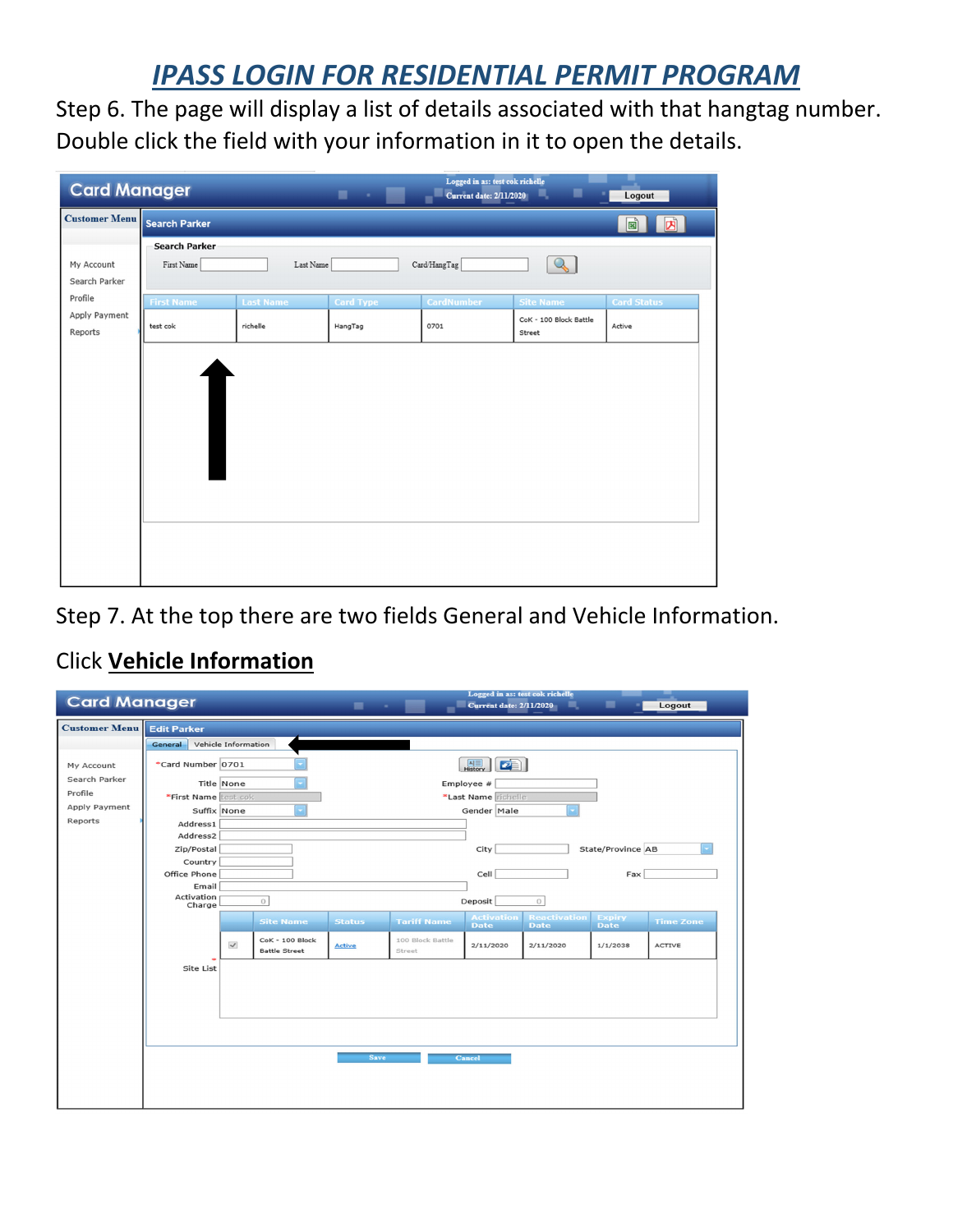# IPASS LOGIN FOR RESIDENTIAL PERMIT PROGRAM

Step 6. The page will display a list of details associated with that hangtag number. Double click the field with your information in it to open the details.

Step 7. At the top there are two fields General and Vehicle Information.

Click **Vehicle Information**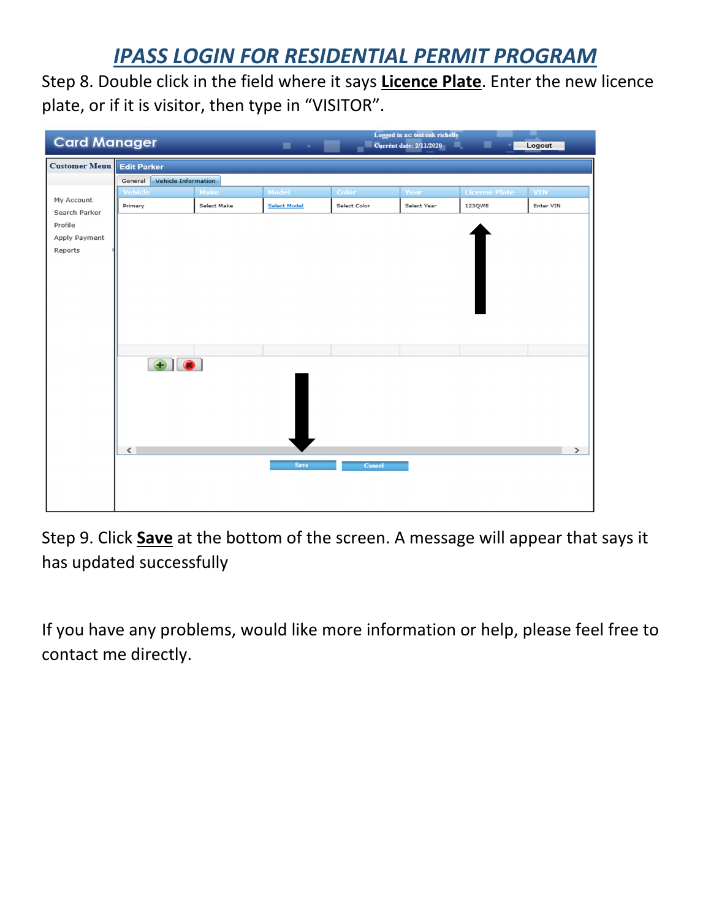# *IPASS LOGIN FOR RESIDENTIAL PERMIT PROGRAM*

Step 8. Double click in the field where it says **Licence Plate**. Enter the new licence plate, or if it is visitor, then type in "VISITOR".

Step 9. Click **Save** at the bottom of the screen. A message will appear that says it has updated successfully

If you have any problems, would like more information or help, please feel free to contact me directly.